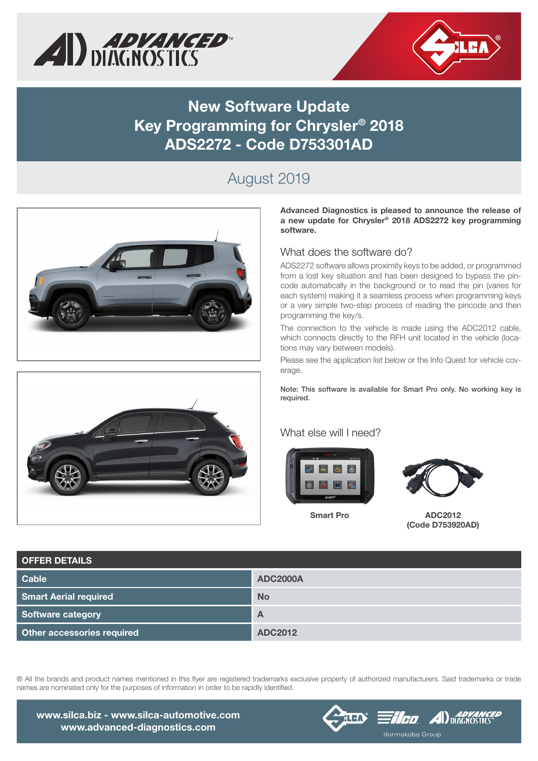# New Software Update
# Key Programming for Chrysler® 2018
# ADS2272 - Code D753301AD

## August 2019

**Advanced Diagnostics is pleased to announce the release of a new update for Chrysler® 2018 ADS2272 key programming software.**

### What does the software do?

ADS2272 software allows proximity keys to be added, or programmed from a lost key situation and has been designed to bypass the pin-code automatically in the background or to read the pin (varies for each system) making it a seamless process when programming keys or a very simple two-step process of reading the pincode and then programming the key/s.

The connection to the vehicle is made using the ADC2012 cable, which connects directly to the RFH unit located in the vehicle (locations may vary between models).

Please see the application list below or the Info Quest for vehicle coverage.

**Note: This software is available for Smart Pro only. No working key is required.**

### What else will I need?

**Smart Pro**

**ADC2012 (Code D753920AD)**

| OFFER DETAILS | |
|---|---|
| **Cable** | **ADC2000A** |
| **Smart Aerial required** | **No** |
| **Software category** | **A** |
| **Other accessories required** | **ADC2012** |

® All the brands and product names mentioned in this flyer are registered trademarks exclusive property of authorized manufacturers. Said trademarks or trade names are nominated only for the purposes of information in order to be rapidly identified.

**www.silca.biz - www.silca-automotive.com**
**www.advanced-diagnostics.com**

dormakaba Group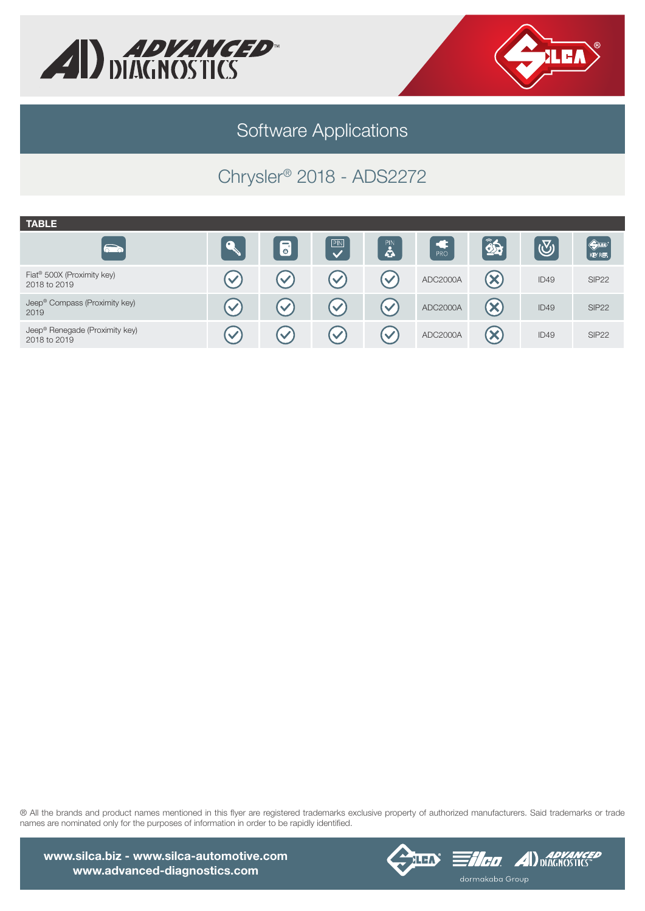## Software Applications

### Chrysler® 2018 - ADS2272

**TABLE**

| | | | | | | | | |
|---|---|---|---|---|---|---|---|---|
| Fiat® 500X (Proximity key) 2018 to 2019 | ✓ | ✓ | ✓ | ✓ | ADC2000A | ✗ | ID49 | SIP22 |
| Jeep® Compass (Proximity key) 2019 | ✓ | ✓ | ✓ | ✓ | ADC2000A | ✗ | ID49 | SIP22 |
| Jeep® Renegade (Proximity key) 2018 to 2019 | ✓ | ✓ | ✓ | ✓ | ADC2000A | ✗ | ID49 | SIP22 |

® All the brands and product names mentioned in this flyer are registered trademarks exclusive property of authorized manufacturers. Said trademarks or trade names are nominated only for the purposes of information in order to be rapidly identified.

**www.silca.biz - www.silca-automotive.com**
**www.advanced-diagnostics.com**

dormakaba Group